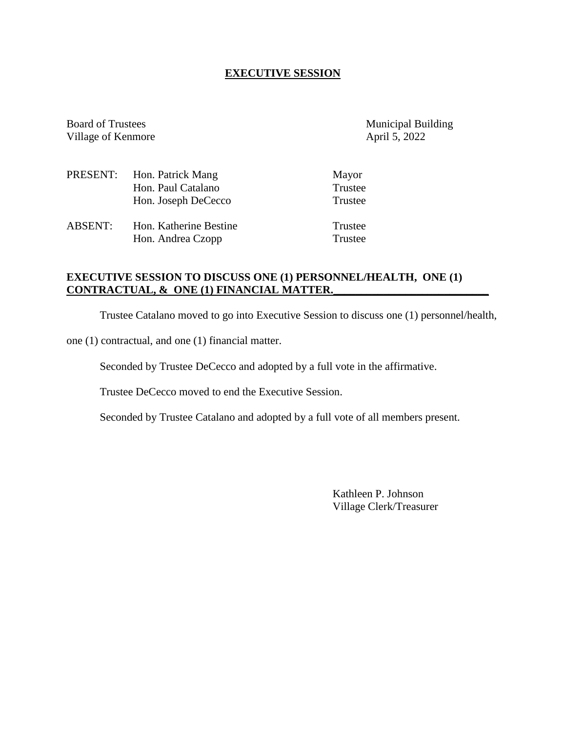# EXECUTIVE SESSION

Board of Trustees
Village of Kenmore

Municipal Building
April 5, 2022

| | | |
|---|---|---|
| PRESENT: | Hon. Patrick Mang | Mayor |
| | Hon. Paul Catalano | Trustee |
| | Hon. Joseph DeCecco | Trustee |
| ABSENT: | Hon. Katherine Bestine | Trustee |
| | Hon. Andrea Czopp | Trustee |

**EXECUTIVE SESSION TO DISCUSS ONE (1) PERSONNEL/HEALTH, ONE (1) CONTRACTUAL, & ONE (1) FINANCIAL MATTER.**

Trustee Catalano moved to go into Executive Session to discuss one (1) personnel/health, one (1) contractual, and one (1) financial matter.

Seconded by Trustee DeCecco and adopted by a full vote in the affirmative.

Trustee DeCecco moved to end the Executive Session.

Seconded by Trustee Catalano and adopted by a full vote of all members present.

Kathleen P. Johnson
Village Clerk/Treasurer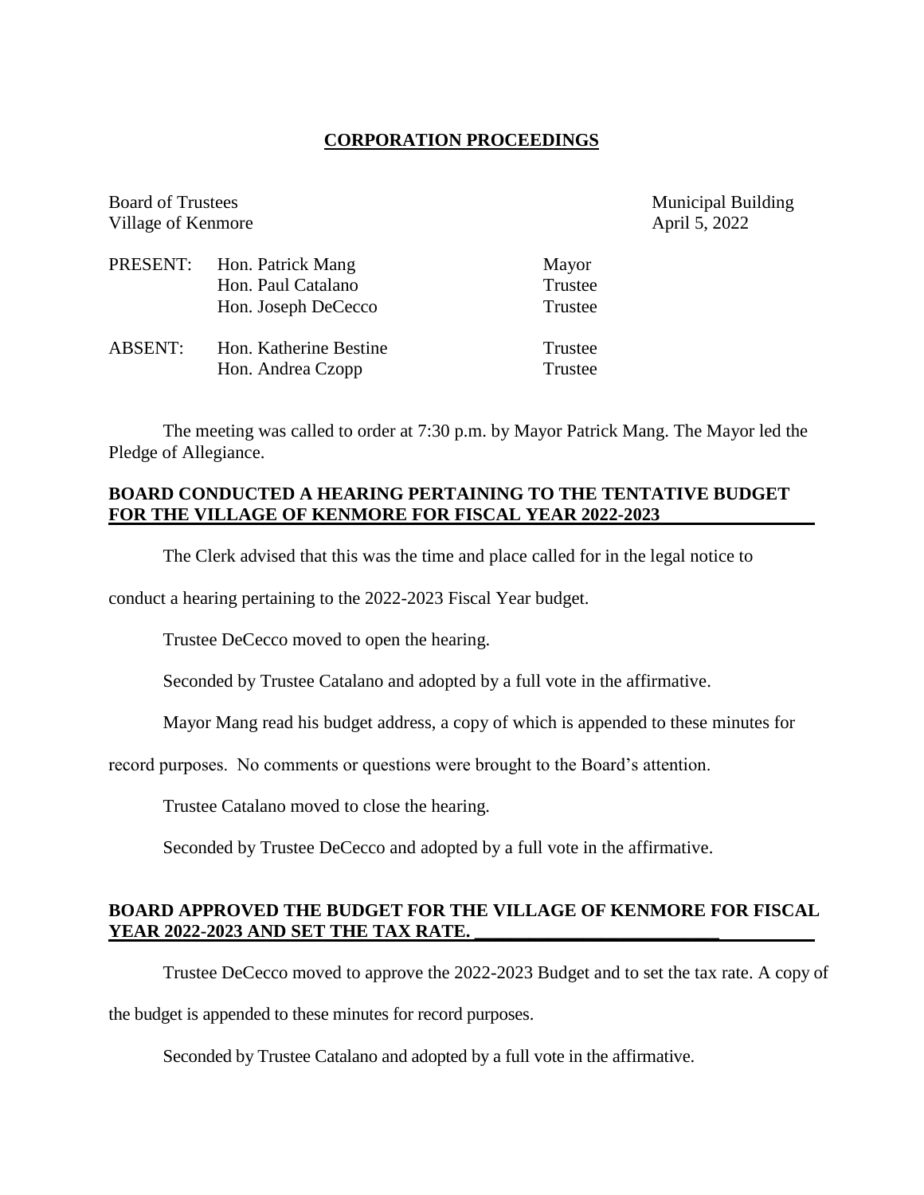## CORPORATION PROCEEDINGS

Board of Trustees
Village of Kenmore

Municipal Building
April 5, 2022

| | | |
|---|---|---|
| PRESENT: | Hon. Patrick Mang | Mayor |
| | Hon. Paul Catalano | Trustee |
| | Hon. Joseph DeCecco | Trustee |
| ABSENT: | Hon. Katherine Bestine | Trustee |
| | Hon. Andrea Czopp | Trustee |

The meeting was called to order at 7:30 p.m. by Mayor Patrick Mang. The Mayor led the Pledge of Allegiance.

**BOARD CONDUCTED A HEARING PERTAINING TO THE TENTATIVE BUDGET FOR THE VILLAGE OF KENMORE FOR FISCAL YEAR 2022-2023**

The Clerk advised that this was the time and place called for in the legal notice to conduct a hearing pertaining to the 2022-2023 Fiscal Year budget.

Trustee DeCecco moved to open the hearing.

Seconded by Trustee Catalano and adopted by a full vote in the affirmative.

Mayor Mang read his budget address, a copy of which is appended to these minutes for record purposes. No comments or questions were brought to the Board's attention.

Trustee Catalano moved to close the hearing.

Seconded by Trustee DeCecco and adopted by a full vote in the affirmative.

**BOARD APPROVED THE BUDGET FOR THE VILLAGE OF KENMORE FOR FISCAL YEAR 2022-2023 AND SET THE TAX RATE.**

Trustee DeCecco moved to approve the 2022-2023 Budget and to set the tax rate. A copy of the budget is appended to these minutes for record purposes.

Seconded by Trustee Catalano and adopted by a full vote in the affirmative.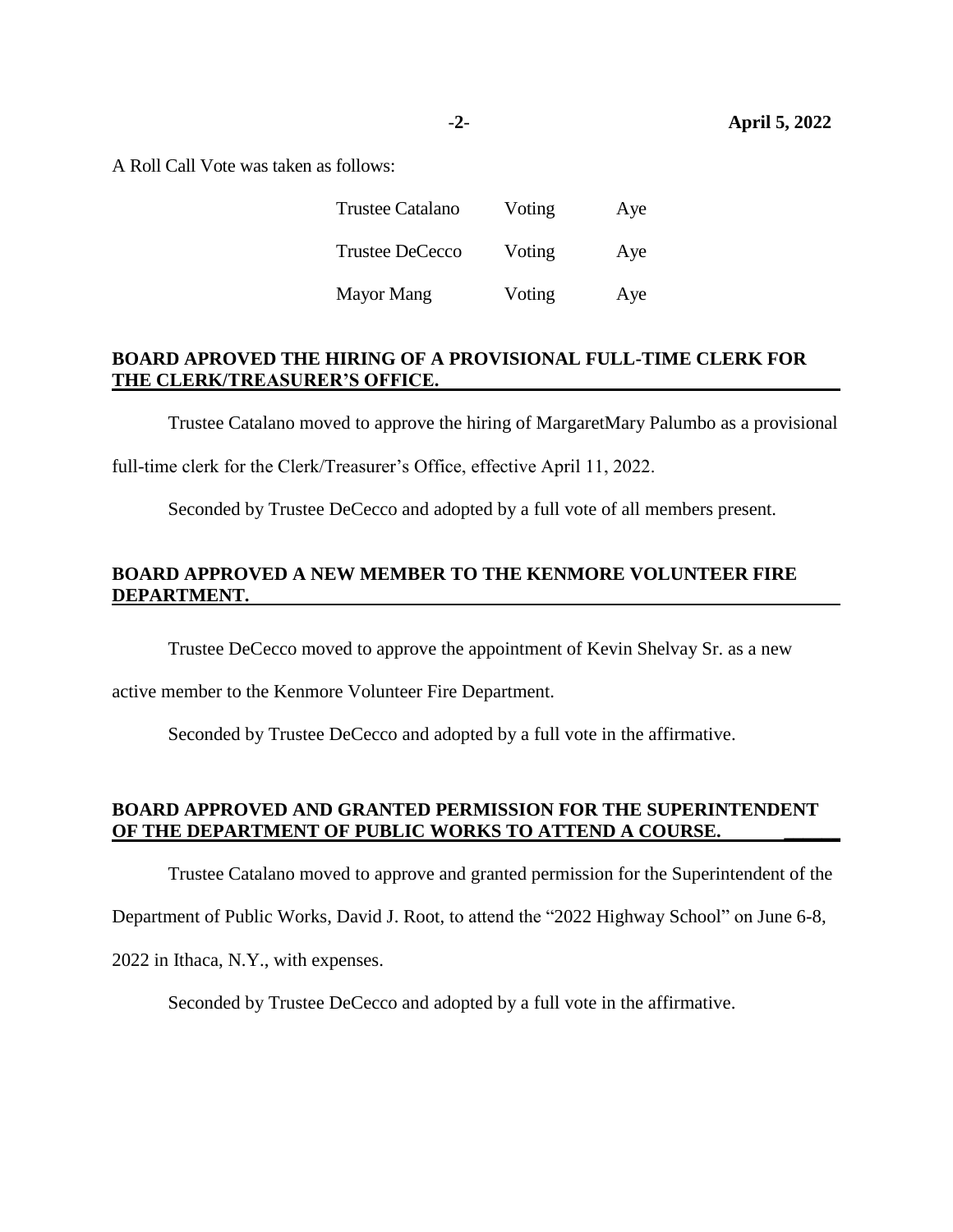A Roll Call Vote was taken as follows:

| | | |
|---|---|---|
| Trustee Catalano | Voting | Aye |
| Trustee DeCecco | Voting | Aye |
| Mayor Mang | Voting | Aye |

**BOARD APROVED THE HIRING OF A PROVISIONAL FULL-TIME CLERK FOR THE CLERK/TREASURER'S OFFICE.**

Trustee Catalano moved to approve the hiring of MargaretMary Palumbo as a provisional full-time clerk for the Clerk/Treasurer's Office, effective April 11, 2022.

Seconded by Trustee DeCecco and adopted by a full vote of all members present.

**BOARD APPROVED A NEW MEMBER TO THE KENMORE VOLUNTEER FIRE DEPARTMENT.**

Trustee DeCecco moved to approve the appointment of Kevin Shelvay Sr. as a new active member to the Kenmore Volunteer Fire Department.

Seconded by Trustee DeCecco and adopted by a full vote in the affirmative.

**BOARD APPROVED AND GRANTED PERMISSION FOR THE SUPERINTENDENT OF THE DEPARTMENT OF PUBLIC WORKS TO ATTEND A COURSE.**

Trustee Catalano moved to approve and granted permission for the Superintendent of the Department of Public Works, David J. Root, to attend the "2022 Highway School" on June 6-8, 2022 in Ithaca, N.Y., with expenses.

Seconded by Trustee DeCecco and adopted by a full vote in the affirmative.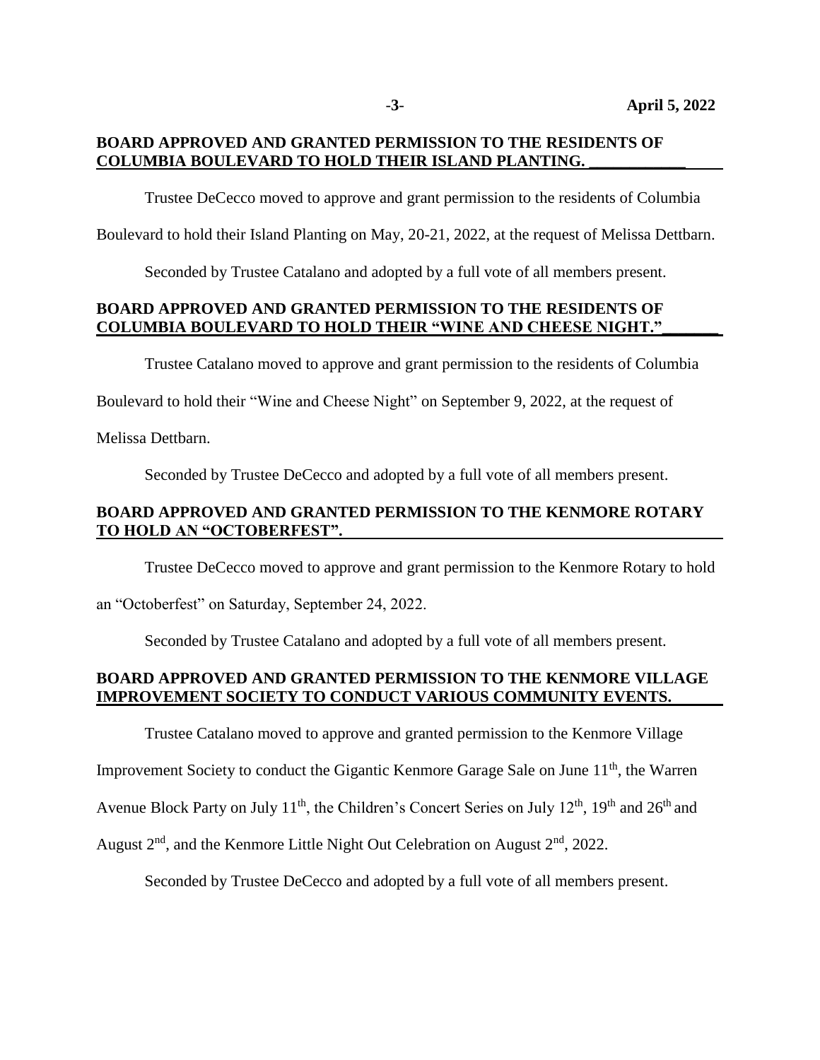**BOARD APPROVED AND GRANTED PERMISSION TO THE RESIDENTS OF COLUMBIA BOULEVARD TO HOLD THEIR ISLAND PLANTING.**

Trustee DeCecco moved to approve and grant permission to the residents of Columbia Boulevard to hold their Island Planting on May, 20-21, 2022, at the request of Melissa Dettbarn.

Seconded by Trustee Catalano and adopted by a full vote of all members present.

**BOARD APPROVED AND GRANTED PERMISSION TO THE RESIDENTS OF COLUMBIA BOULEVARD TO HOLD THEIR "WINE AND CHEESE NIGHT."**

Trustee Catalano moved to approve and grant permission to the residents of Columbia Boulevard to hold their "Wine and Cheese Night" on September 9, 2022, at the request of Melissa Dettbarn.

Seconded by Trustee DeCecco and adopted by a full vote of all members present.

**BOARD APPROVED AND GRANTED PERMISSION TO THE KENMORE ROTARY TO HOLD AN "OCTOBERFEST".**

Trustee DeCecco moved to approve and grant permission to the Kenmore Rotary to hold an "Octoberfest" on Saturday, September 24, 2022.

Seconded by Trustee Catalano and adopted by a full vote of all members present.

**BOARD APPROVED AND GRANTED PERMISSION TO THE KENMORE VILLAGE IMPROVEMENT SOCIETY TO CONDUCT VARIOUS COMMUNITY EVENTS.**

Trustee Catalano moved to approve and granted permission to the Kenmore Village Improvement Society to conduct the Gigantic Kenmore Garage Sale on June 11th, the Warren Avenue Block Party on July 11th, the Children's Concert Series on July 12th, 19th and 26th and August 2nd, and the Kenmore Little Night Out Celebration on August 2nd, 2022.

Seconded by Trustee DeCecco and adopted by a full vote of all members present.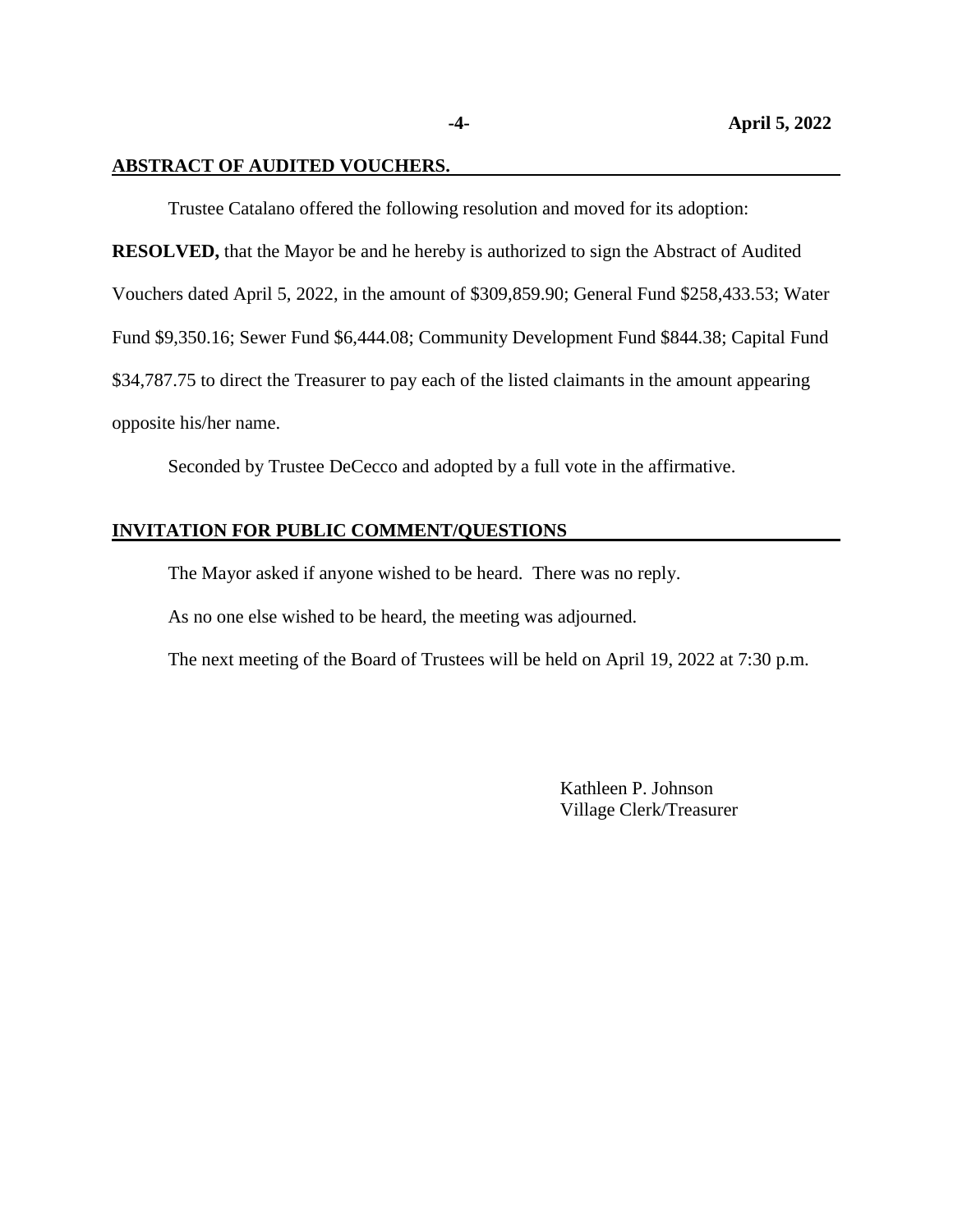**ABSTRACT OF AUDITED VOUCHERS.**

Trustee Catalano offered the following resolution and moved for its adoption:

**RESOLVED,** that the Mayor be and he hereby is authorized to sign the Abstract of Audited Vouchers dated April 5, 2022, in the amount of $309,859.90; General Fund $258,433.53; Water Fund $9,350.16; Sewer Fund $6,444.08; Community Development Fund $844.38; Capital Fund $34,787.75 to direct the Treasurer to pay each of the listed claimants in the amount appearing opposite his/her name.

Seconded by Trustee DeCecco and adopted by a full vote in the affirmative.

**INVITATION FOR PUBLIC COMMENT/QUESTIONS**

The Mayor asked if anyone wished to be heard. There was no reply.

As no one else wished to be heard, the meeting was adjourned.

The next meeting of the Board of Trustees will be held on April 19, 2022 at 7:30 p.m.

Kathleen P. Johnson
Village Clerk/Treasurer